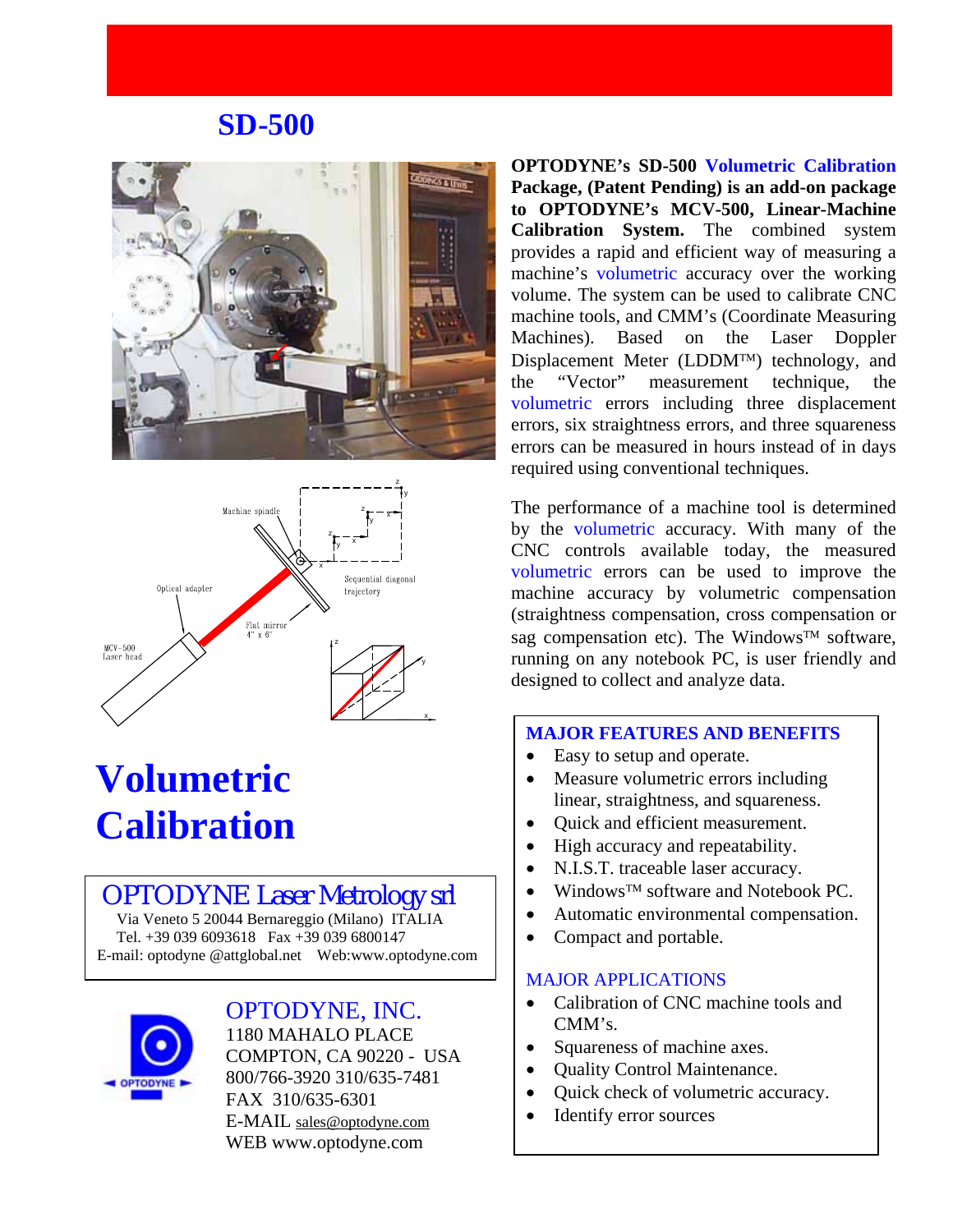# SD-500

# Volumetric Calibration

**OPTODYNE Laser Metrology srl**
Via Veneto 5 20044 Bernareggio (Milano) ITALIA
Tel. +39 039 6093618 Fax +39 039 6800147
E-mail: optodyne @attglobal.net Web:www.optodyne.com

**OPTODYNE, INC.**
1180 MAHALO PLACE
COMPTON, CA 90220 - USA
800/766-3920 310/635-7481
FAX 310/635-6301
E-MAIL sales@optodyne.com
WEB www.optodyne.com

**OPTODYNE's SD-500 Volumetric Calibration Package, (Patent Pending) is an add-on package to OPTODYNE's MCV-500, Linear-Machine Calibration System.** The combined system provides a rapid and efficient way of measuring a machine's volumetric accuracy over the working volume. The system can be used to calibrate CNC machine tools, and CMM's (Coordinate Measuring Machines). Based on the Laser Doppler Displacement Meter (LDDM™) technology, and the "Vector" measurement technique, the volumetric errors including three displacement errors, six straightness errors, and three squareness errors can be measured in hours instead of in days required using conventional techniques.

The performance of a machine tool is determined by the volumetric accuracy. With many of the CNC controls available today, the measured volumetric errors can be used to improve the machine accuracy by volumetric compensation (straightness compensation, cross compensation or sag compensation etc). The Windows™ software, running on any notebook PC, is user friendly and designed to collect and analyze data.

## MAJOR FEATURES AND BENEFITS

- Easy to setup and operate.
- Measure volumetric errors including linear, straightness, and squareness.
- Quick and efficient measurement.
- High accuracy and repeatability.
- N.I.S.T. traceable laser accuracy.
- Windows™ software and Notebook PC.
- Automatic environmental compensation.
- Compact and portable.

## MAJOR APPLICATIONS

- Calibration of CNC machine tools and CMM's.
- Squareness of machine axes.
- Quality Control Maintenance.
- Quick check of volumetric accuracy.
- Identify error sources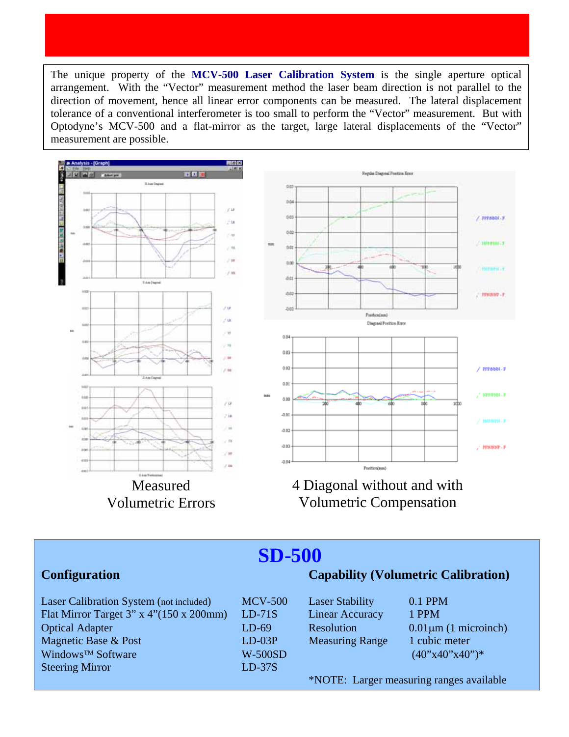The unique property of the **MCV-500 Laser Calibration System** is the single aperture optical arrangement. With the "Vector" measurement method the laser beam direction is not parallel to the direction of movement, hence all linear error components can be measured. The lateral displacement tolerance of a conventional interferometer is too small to perform the "Vector" measurement. But with Optodyne's MCV-500 and a flat-mirror as the target, large lateral displacements of the "Vector" measurement are possible.

Measured Volumetric Errors

4 Diagonal without and with Volumetric Compensation

# SD-500

| Configuration | | Capability (Volumetric Calibration) | |
|---|---|---|---|
| Laser Calibration System (not included) | MCV-500 | Laser Stability | 0.1 PPM |
| Flat Mirror Target 3" x 4"(150 x 200mm) | LD-71S | Linear Accuracy | 1 PPM |
| Optical Adapter | LD-69 | Resolution | 0.01µm (1 microinch) |
| Magnetic Base & Post | LD-03P | Measuring Range | 1 cubic meter (40"x40"x40")* |
| Windows™ Software | W-500SD | | |
| Steering Mirror | LD-37S | | |

*NOTE: Larger measuring ranges available